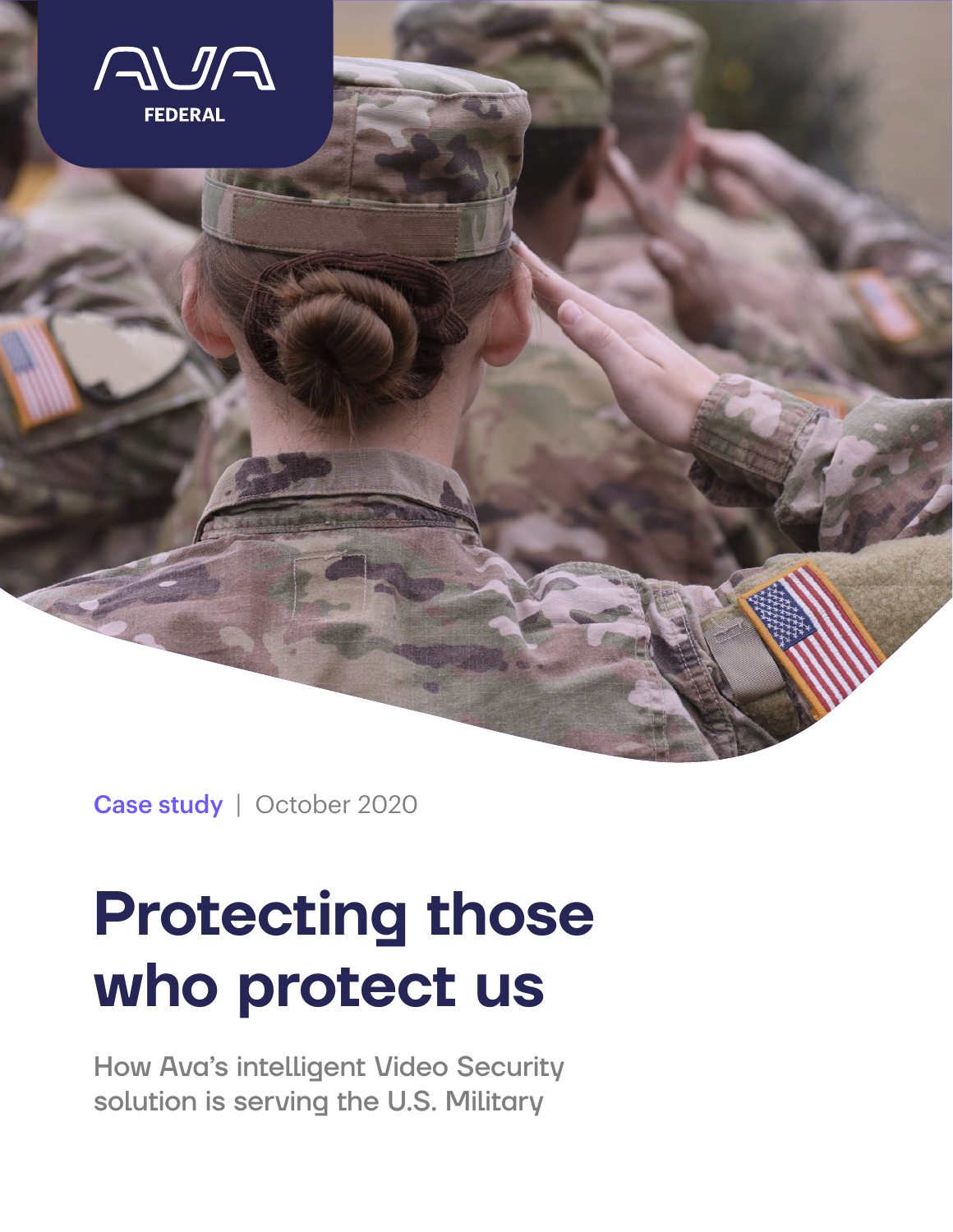AVA FEDERAL

Case study | October 2020

# Protecting those who protect us

How Ava's intelligent Video Security solution is serving the U.S. Military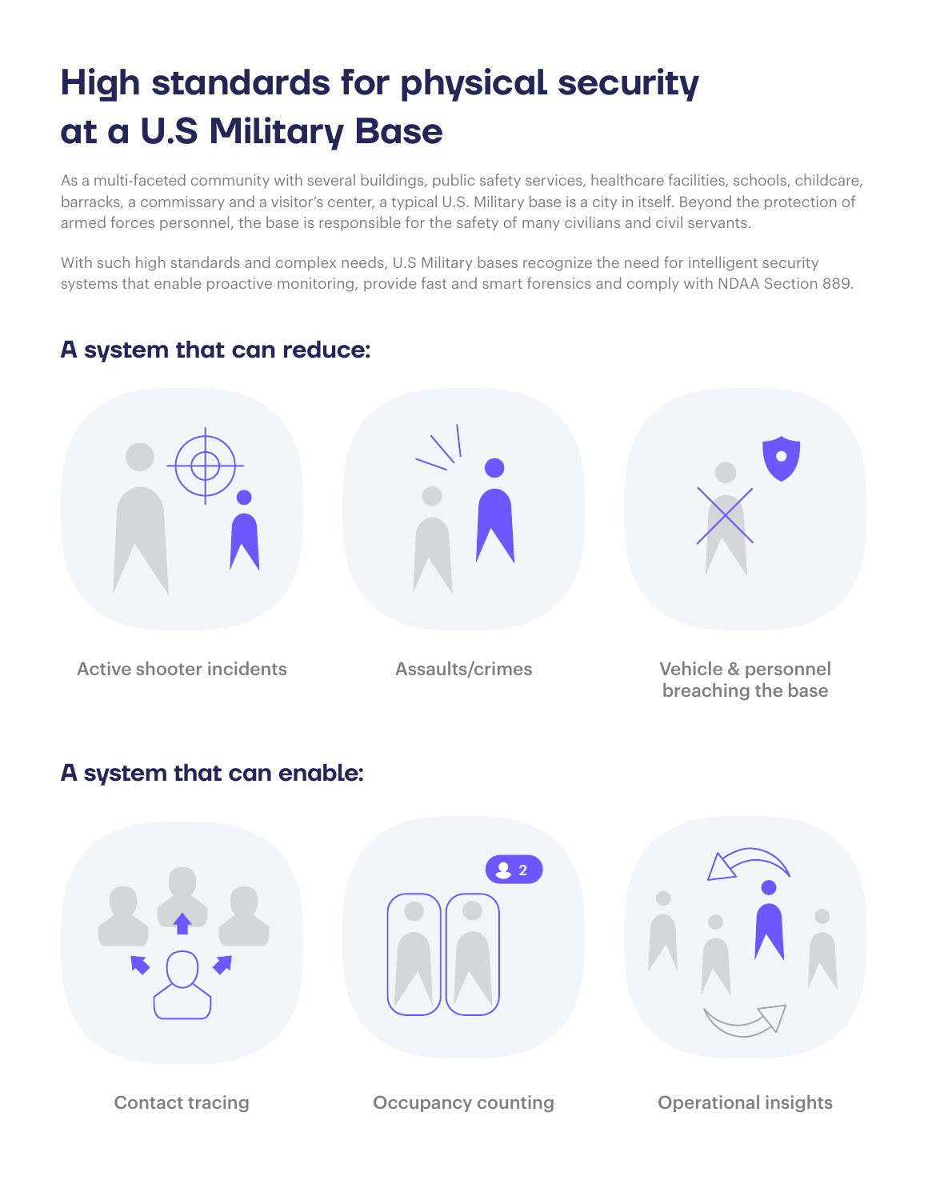# High standards for physical security at a U.S Military Base

As a multi-faceted community with several buildings, public safety services, healthcare facilities, schools, childcare, barracks, a commissary and a visitor's center, a typical U.S. Military base is a city in itself. Beyond the protection of armed forces personnel, the base is responsible for the safety of many civilians and civil servants.

With such high standards and complex needs, U.S Military bases recognize the need for intelligent security systems that enable proactive monitoring, provide fast and smart forensics and comply with NDAA Section 889.

## A system that can reduce:

- Active shooter incidents
- Assaults/crimes
- Vehicle & personnel breaching the base

## A system that can enable:

- Contact tracing
- Occupancy counting
- Operational insights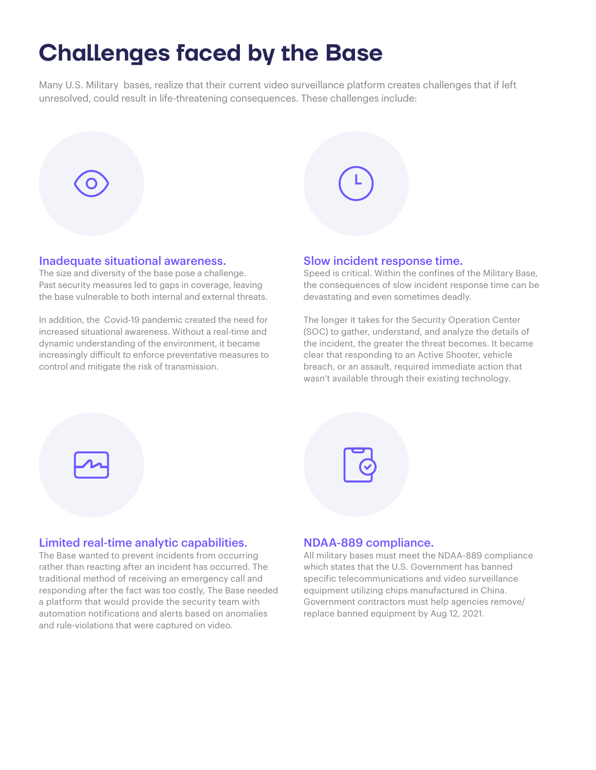# Challenges faced by the Base

Many U.S. Military  bases, realize that their current video surveillance platform creates challenges that if left unresolved, could result in life-threatening consequences. These challenges include:

### Inadequate situational awareness.

The size and diversity of the base pose a challenge. Past security measures led to gaps in coverage, leaving the base vulnerable to both internal and external threats.

In addition, the  Covid-19 pandemic created the need for increased situational awareness. Without a real-time and dynamic understanding of the environment, it became increasingly difficult to enforce preventative measures to control and mitigate the risk of transmission.

### Slow incident response time.

Speed is critical. Within the confines of the Military Base, the consequences of slow incident response time can be devastating and even sometimes deadly.

The longer it takes for the Security Operation Center (SOC) to gather, understand, and analyze the details of the incident, the greater the threat becomes. It became clear that responding to an Active Shooter, vehicle breach, or an assault, required immediate action that wasn't available through their existing technology.

### Limited real-time analytic capabilities.

The Base wanted to prevent incidents from occurring rather than reacting after an incident has occurred. The traditional method of receiving an emergency call and responding after the fact was too costly, The Base needed a platform that would provide the security team with automation notifications and alerts based on anomalies and rule-violations that were captured on video.

### NDAA-889 compliance.

All military bases must meet the NDAA-889 compliance which states that the U.S. Government has banned specific telecommunications and video surveillance equipment utilizing chips manufactured in China. Government contractors must help agencies remove/replace banned equipment by Aug 12, 2021.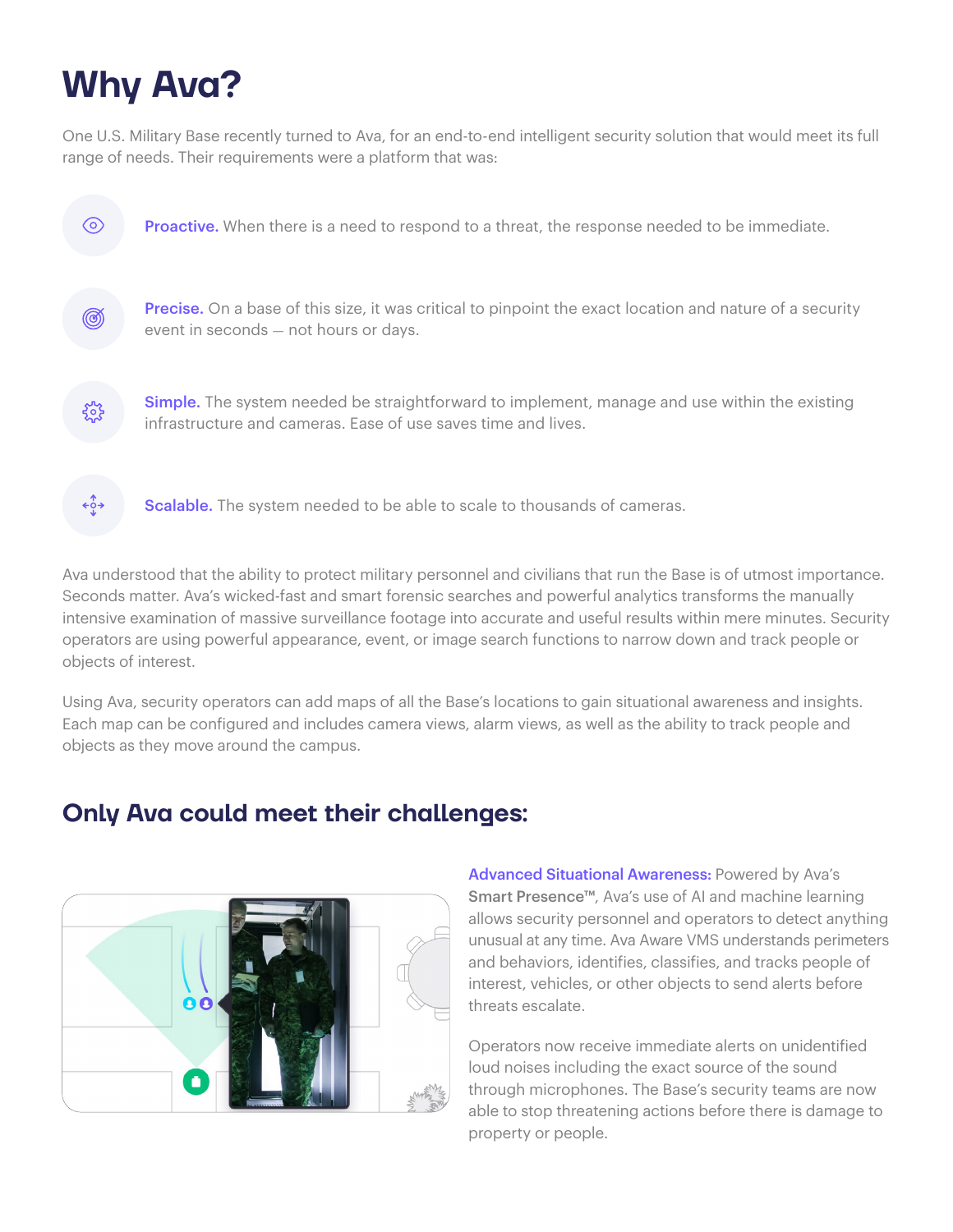# Why Ava?

One U.S. Military Base recently turned to Ava, for an end-to-end intelligent security solution that would meet its full range of needs. Their requirements were a platform that was:

**Proactive.** When there is a need to respond to a threat, the response needed to be immediate.

**Precise.** On a base of this size, it was critical to pinpoint the exact location and nature of a security event in seconds — not hours or days.

**Simple.** The system needed be straightforward to implement, manage and use within the existing infrastructure and cameras. Ease of use saves time and lives.

**Scalable.** The system needed to be able to scale to thousands of cameras.

Ava understood that the ability to protect military personnel and civilians that run the Base is of utmost importance. Seconds matter. Ava's wicked-fast and smart forensic searches and powerful analytics transforms the manually intensive examination of massive surveillance footage into accurate and useful results within mere minutes. Security operators are using powerful appearance, event, or image search functions to narrow down and track people or objects of interest.

Using Ava, security operators can add maps of all the Base's locations to gain situational awareness and insights. Each map can be configured and includes camera views, alarm views, as well as the ability to track people and objects as they move around the campus.

## Only Ava could meet their challenges:

**Advanced Situational Awareness:** Powered by Ava's **Smart Presence™**, Ava's use of AI and machine learning allows security personnel and operators to detect anything unusual at any time. Ava Aware VMS understands perimeters and behaviors, identifies, classifies, and tracks people of interest, vehicles, or other objects to send alerts before threats escalate.

Operators now receive immediate alerts on unidentified loud noises including the exact source of the sound through microphones. The Base's security teams are now able to stop threatening actions before there is damage to property or people.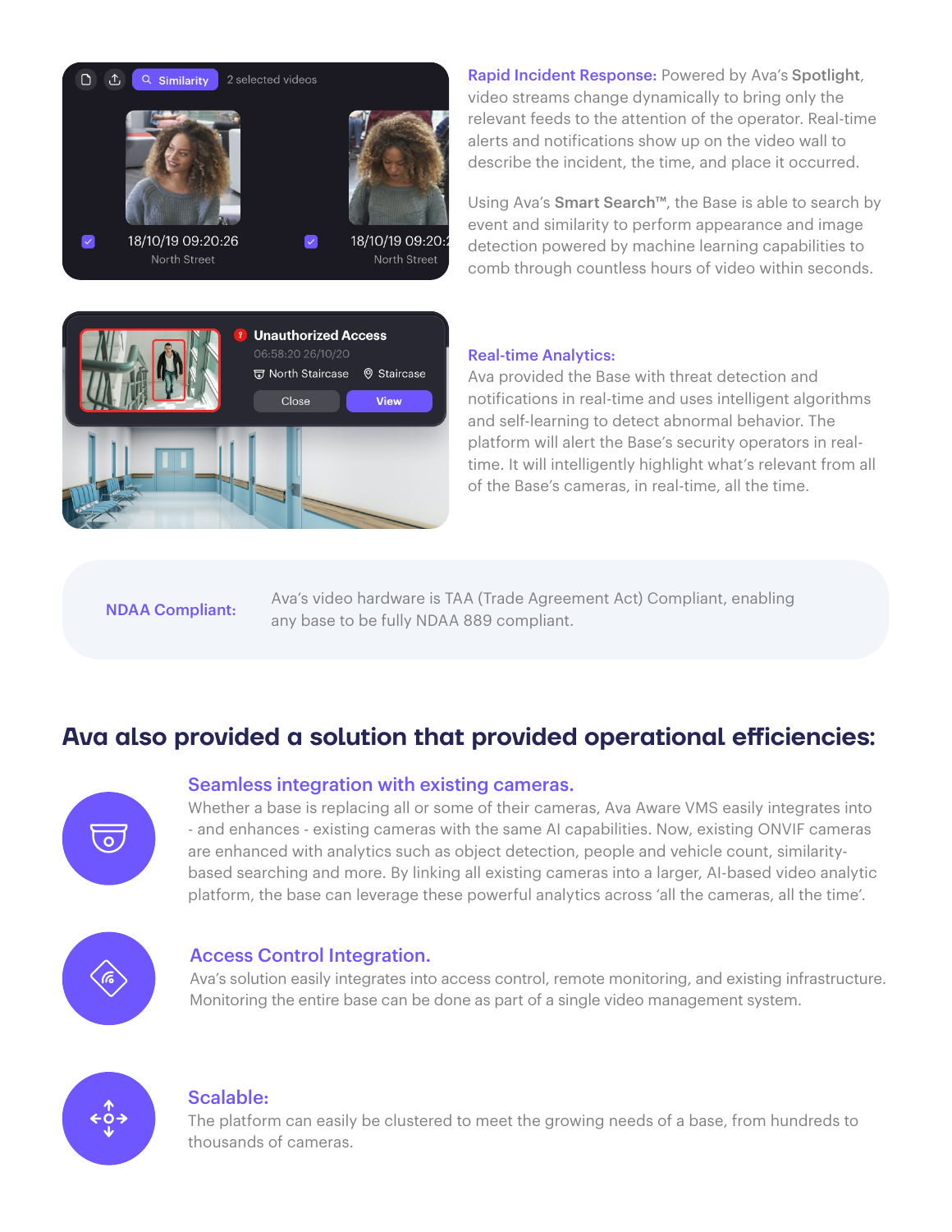**Rapid Incident Response:** Powered by Ava's **Spotlight**, video streams change dynamically to bring only the relevant feeds to the attention of the operator. Real-time alerts and notifications show up on the video wall to describe the incident, the time, and place it occurred.

Using Ava's **Smart Search™**, the Base is able to search by event and similarity to perform appearance and image detection powered by machine learning capabilities to comb through countless hours of video within seconds.

**Real-time Analytics:**
Ava provided the Base with threat detection and notifications in real-time and uses intelligent algorithms and self-learning to detect abnormal behavior. The platform will alert the Base's security operators in real-time. It will intelligently highlight what's relevant from all of the Base's cameras, in real-time, all the time.

**NDAA Compliant:** Ava's video hardware is TAA (Trade Agreement Act) Compliant, enabling any base to be fully NDAA 889 compliant.

## Ava also provided a solution that provided operational efficiencies:

### Seamless integration with existing cameras.

Whether a base is replacing all or some of their cameras, Ava Aware VMS easily integrates into - and enhances - existing cameras with the same AI capabilities. Now, existing ONVIF cameras are enhanced with analytics such as object detection, people and vehicle count, similarity-based searching and more. By linking all existing cameras into a larger, AI-based video analytic platform, the base can leverage these powerful analytics across 'all the cameras, all the time'.

### Access Control Integration.

Ava's solution easily integrates into access control, remote monitoring, and existing infrastructure. Monitoring the entire base can be done as part of a single video management system.

### Scalable:

The platform can easily be clustered to meet the growing needs of a base, from hundreds to thousands of cameras.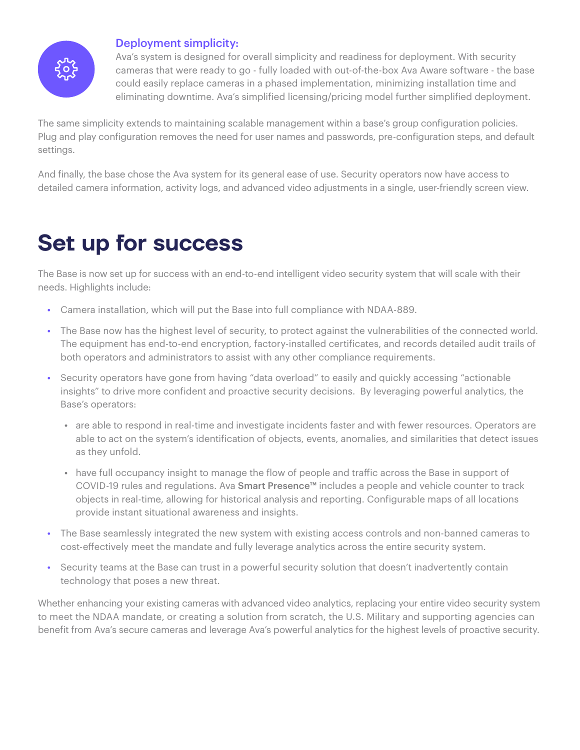### Deployment simplicity:

Ava's system is designed for overall simplicity and readiness for deployment. With security cameras that were ready to go - fully loaded with out-of-the-box Ava Aware software - the base could easily replace cameras in a phased implementation, minimizing installation time and eliminating downtime. Ava's simplified licensing/pricing model further simplified deployment.

The same simplicity extends to maintaining scalable management within a base's group configuration policies. Plug and play configuration removes the need for user names and passwords, pre-configuration steps, and default settings.

And finally, the base chose the Ava system for its general ease of use. Security operators now have access to detailed camera information, activity logs, and advanced video adjustments in a single, user-friendly screen view.

# Set up for success

The Base is now set up for success with an end-to-end intelligent video security system that will scale with their needs. Highlights include:

- Camera installation, which will put the Base into full compliance with NDAA-889.
- The Base now has the highest level of security, to protect against the vulnerabilities of the connected world. The equipment has end-to-end encryption, factory-installed certificates, and records detailed audit trails of both operators and administrators to assist with any other compliance requirements.
- Security operators have gone from having "data overload" to easily and quickly accessing "actionable insights" to drive more confident and proactive security decisions. By leveraging powerful analytics, the Base's operators:
  - are able to respond in real-time and investigate incidents faster and with fewer resources. Operators are able to act on the system's identification of objects, events, anomalies, and similarities that detect issues as they unfold.
  - have full occupancy insight to manage the flow of people and traffic across the Base in support of COVID-19 rules and regulations. Ava **Smart Presence™** includes a people and vehicle counter to track objects in real-time, allowing for historical analysis and reporting. Configurable maps of all locations provide instant situational awareness and insights.
- The Base seamlessly integrated the new system with existing access controls and non-banned cameras to cost-effectively meet the mandate and fully leverage analytics across the entire security system.
- Security teams at the Base can trust in a powerful security solution that doesn't inadvertently contain technology that poses a new threat.

Whether enhancing your existing cameras with advanced video analytics, replacing your entire video security system to meet the NDAA mandate, or creating a solution from scratch, the U.S. Military and supporting agencies can benefit from Ava's secure cameras and leverage Ava's powerful analytics for the highest levels of proactive security.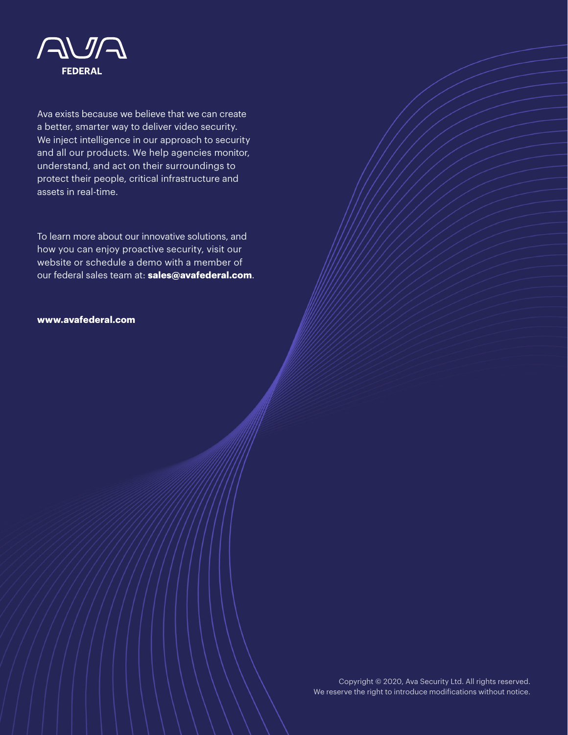AVA

**FEDERAL**

Ava exists because we believe that we can create a better, smarter way to deliver video security. We inject intelligence in our approach to security and all our products. We help agencies monitor, understand, and act on their surroundings to protect their people, critical infrastructure and assets in real-time.

To learn more about our innovative solutions, and how you can enjoy proactive security, visit our website or schedule a demo with a member of our federal sales team at: **sales@avafederal.com**.

**www.avafederal.com**

Copyright © 2020, Ava Security Ltd. All rights reserved.
We reserve the right to introduce modifications without notice.